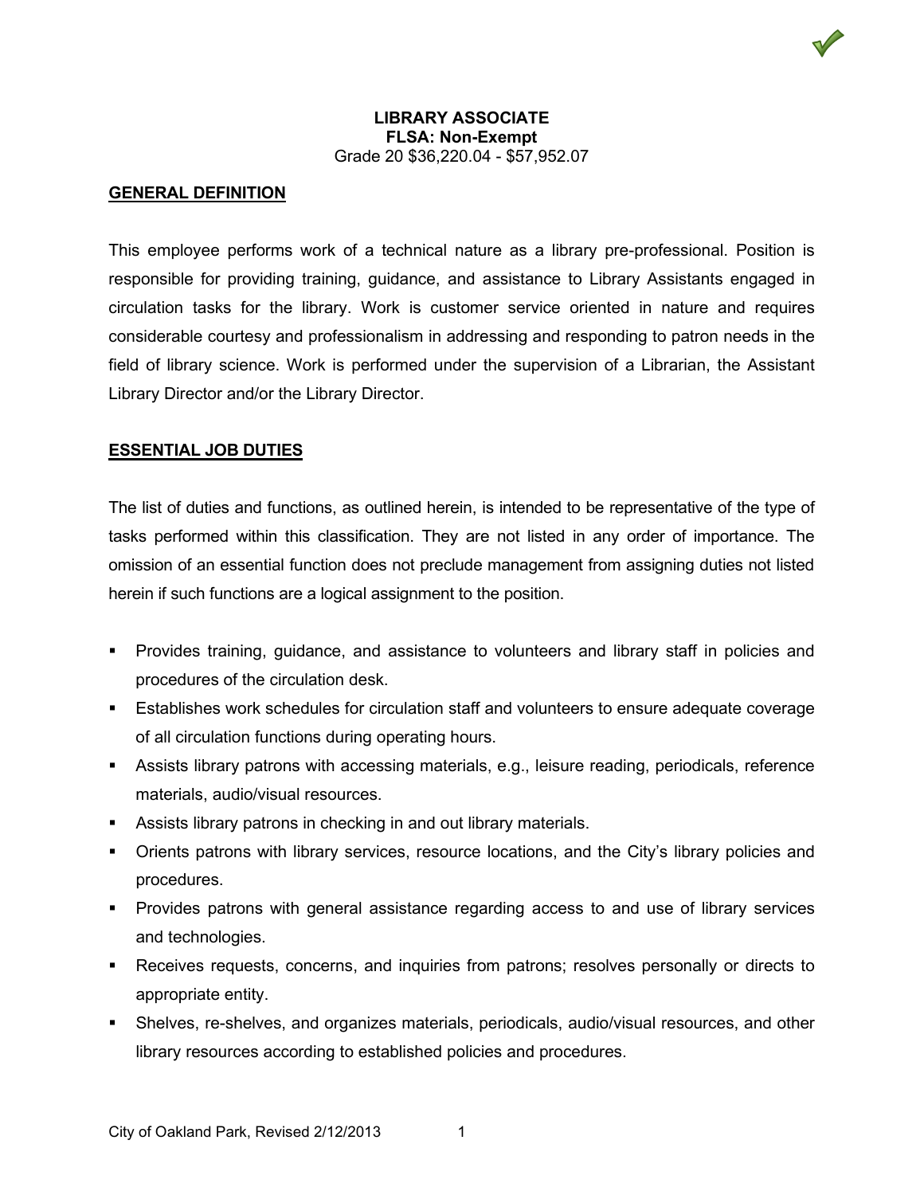# LIBRARY ASSOCIATE

**FLSA: Non-Exempt**

Grade 20 $36,220.04 - $57,952.07

## GENERAL DEFINITION

This employee performs work of a technical nature as a library pre-professional. Position is responsible for providing training, guidance, and assistance to Library Assistants engaged in circulation tasks for the library. Work is customer service oriented in nature and requires considerable courtesy and professionalism in addressing and responding to patron needs in the field of library science. Work is performed under the supervision of a Librarian, the Assistant Library Director and/or the Library Director.

## ESSENTIAL JOB DUTIES

The list of duties and functions, as outlined herein, is intended to be representative of the type of tasks performed within this classification. They are not listed in any order of importance. The omission of an essential function does not preclude management from assigning duties not listed herein if such functions are a logical assignment to the position.

- Provides training, guidance, and assistance to volunteers and library staff in policies and procedures of the circulation desk.
- Establishes work schedules for circulation staff and volunteers to ensure adequate coverage of all circulation functions during operating hours.
- Assists library patrons with accessing materials, e.g., leisure reading, periodicals, reference materials, audio/visual resources.
- Assists library patrons in checking in and out library materials.
- Orients patrons with library services, resource locations, and the City's library policies and procedures.
- Provides patrons with general assistance regarding access to and use of library services and technologies.
- Receives requests, concerns, and inquiries from patrons; resolves personally or directs to appropriate entity.
- Shelves, re-shelves, and organizes materials, periodicals, audio/visual resources, and other library resources according to established policies and procedures.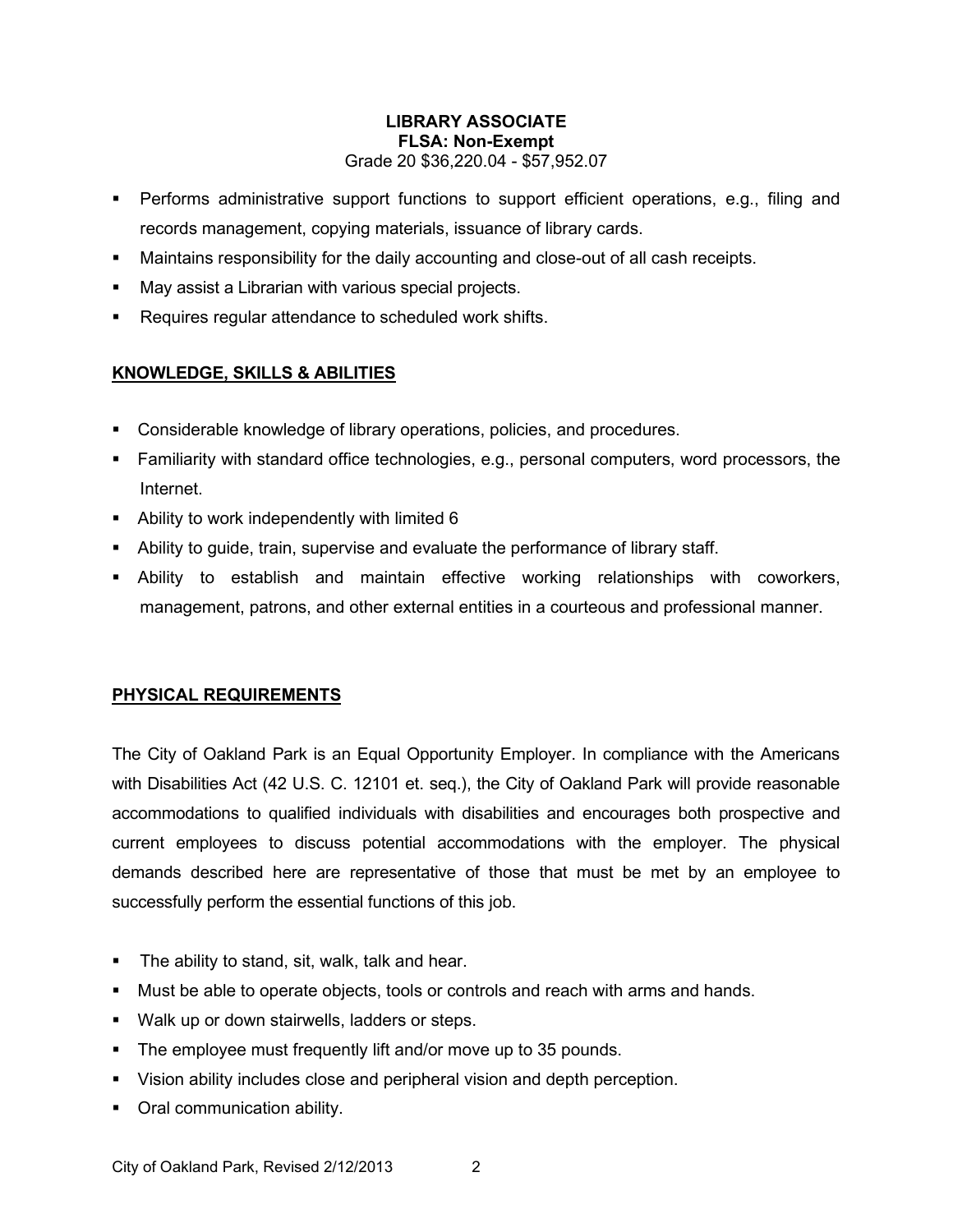**LIBRARY ASSOCIATE**
**FLSA: Non-Exempt**
Grade 20 $36,220.04 - $57,952.07

- Performs administrative support functions to support efficient operations, e.g., filing and records management, copying materials, issuance of library cards.
- Maintains responsibility for the daily accounting and close-out of all cash receipts.
- May assist a Librarian with various special projects.
- Requires regular attendance to scheduled work shifts.

## KNOWLEDGE, SKILLS & ABILITIES

- Considerable knowledge of library operations, policies, and procedures.
- Familiarity with standard office technologies, e.g., personal computers, word processors, the Internet.
- Ability to work independently with limited 6
- Ability to guide, train, supervise and evaluate the performance of library staff.
- Ability to establish and maintain effective working relationships with coworkers, management, patrons, and other external entities in a courteous and professional manner.

## PHYSICAL REQUIREMENTS

The City of Oakland Park is an Equal Opportunity Employer. In compliance with the Americans with Disabilities Act (42 U.S. C. 12101 et. seq.), the City of Oakland Park will provide reasonable accommodations to qualified individuals with disabilities and encourages both prospective and current employees to discuss potential accommodations with the employer. The physical demands described here are representative of those that must be met by an employee to successfully perform the essential functions of this job.

- The ability to stand, sit, walk, talk and hear.
- Must be able to operate objects, tools or controls and reach with arms and hands.
- Walk up or down stairwells, ladders or steps.
- The employee must frequently lift and/or move up to 35 pounds.
- Vision ability includes close and peripheral vision and depth perception.
- Oral communication ability.

City of Oakland Park, Revised 2/12/2013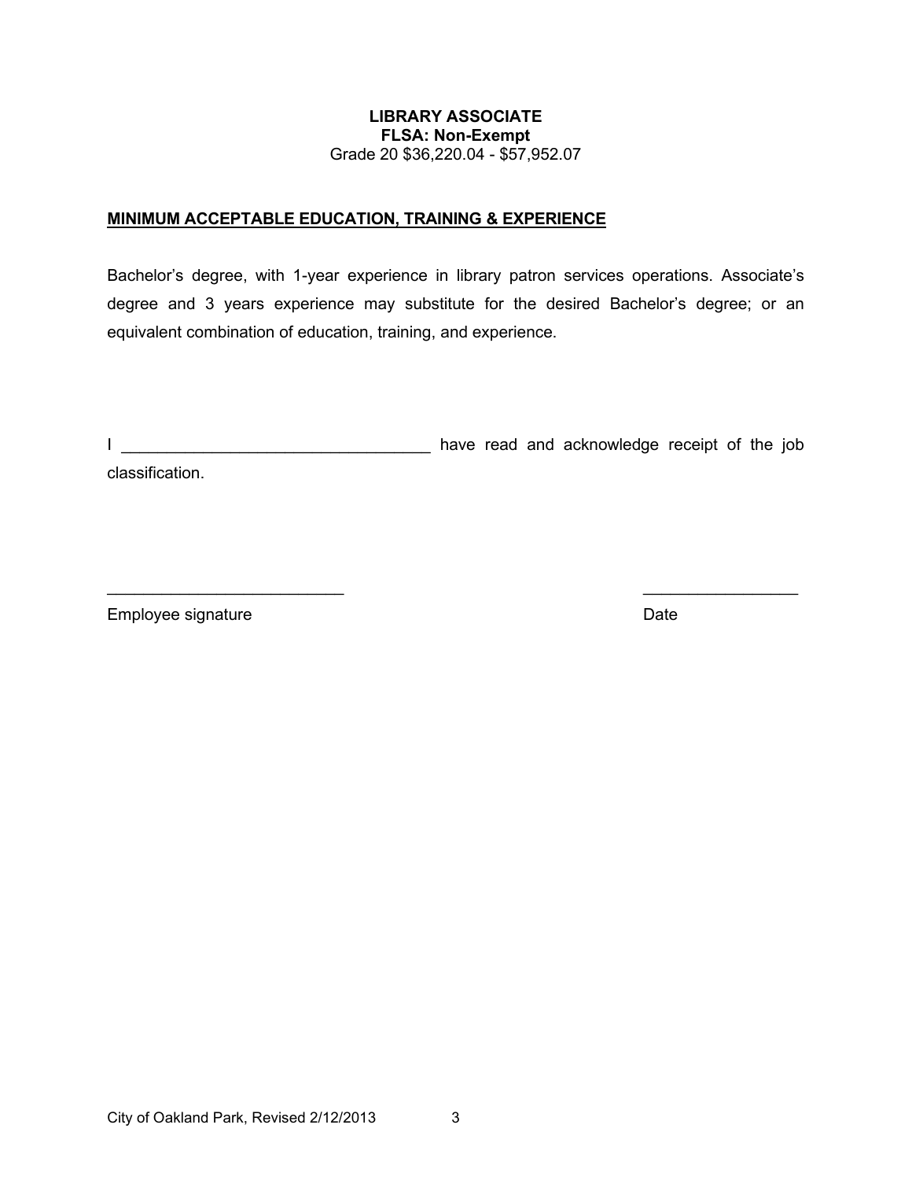**LIBRARY ASSOCIATE**
**FLSA: Non-Exempt**
Grade 20 $36,220.04 - $57,952.07

## MINIMUM ACCEPTABLE EDUCATION, TRAINING & EXPERIENCE

Bachelor's degree, with 1-year experience in library patron services operations. Associate's degree and 3 years experience may substitute for the desired Bachelor's degree; or an equivalent combination of education, training, and experience.

I ___________________________________ have read and acknowledge receipt of the job classification.

___________________________                                        _________________

Employee signature                                                          Date